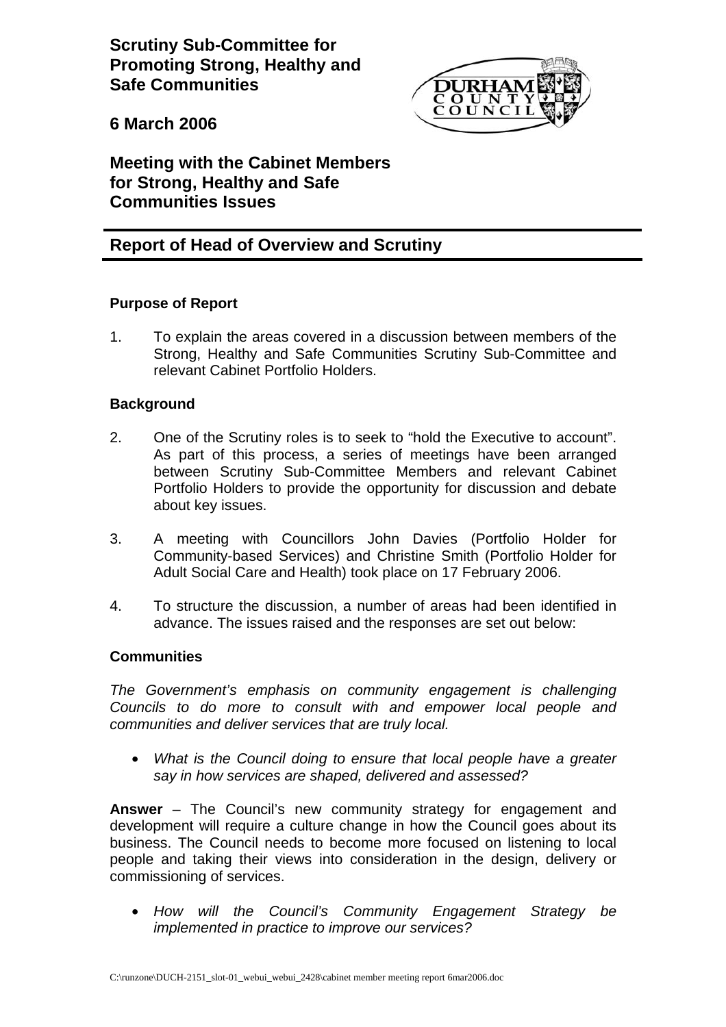# Scrutiny Sub-Committee for Promoting Strong, Healthy and Safe Communities

## 6 March 2006

## Meeting with the Cabinet Members for Strong, Healthy and Safe Communities Issues

## Report of Head of Overview and Scrutiny

### Purpose of Report

1. To explain the areas covered in a discussion between members of the Strong, Healthy and Safe Communities Scrutiny Sub-Committee and relevant Cabinet Portfolio Holders.

### Background

2. One of the Scrutiny roles is to seek to "hold the Executive to account". As part of this process, a series of meetings have been arranged between Scrutiny Sub-Committee Members and relevant Cabinet Portfolio Holders to provide the opportunity for discussion and debate about key issues.

3. A meeting with Councillors John Davies (Portfolio Holder for Community-based Services) and Christine Smith (Portfolio Holder for Adult Social Care and Health) took place on 17 February 2006.

4. To structure the discussion, a number of areas had been identified in advance. The issues raised and the responses are set out below:

### Communities

*The Government's emphasis on community engagement is challenging Councils to do more to consult with and empower local people and communities and deliver services that are truly local.*

- *What is the Council doing to ensure that local people have a greater say in how services are shaped, delivered and assessed?*

**Answer** – The Council's new community strategy for engagement and development will require a culture change in how the Council goes about its business. The Council needs to become more focused on listening to local people and taking their views into consideration in the design, delivery or commissioning of services.

- *How will the Council's Community Engagement Strategy be implemented in practice to improve our services?*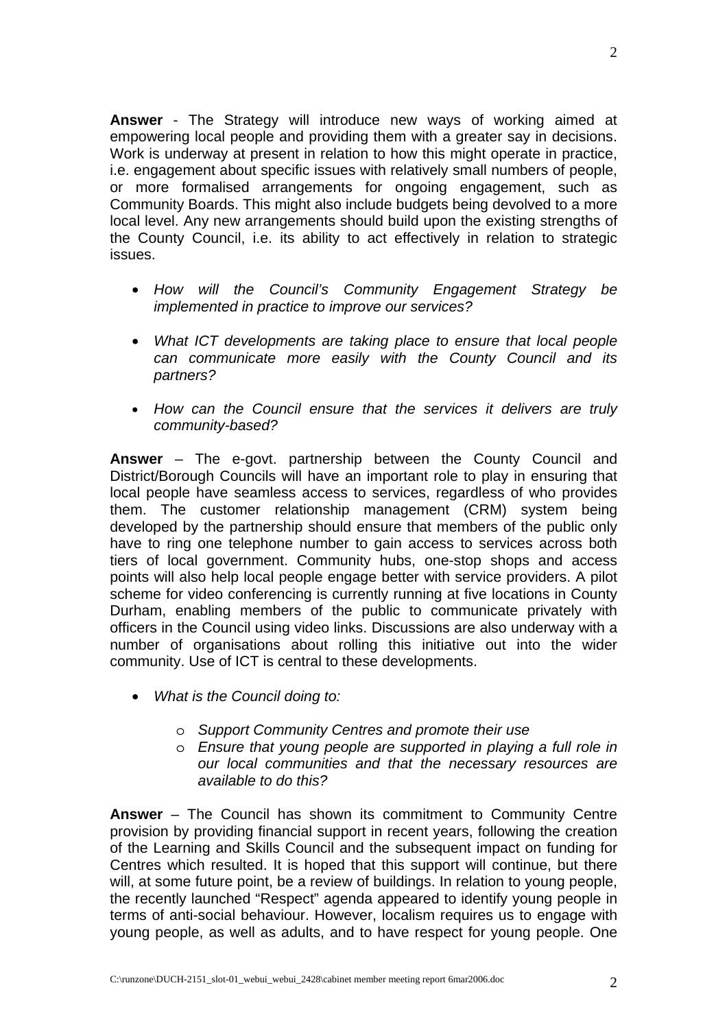**Answer** - The Strategy will introduce new ways of working aimed at empowering local people and providing them with a greater say in decisions. Work is underway at present in relation to how this might operate in practice, i.e. engagement about specific issues with relatively small numbers of people, or more formalised arrangements for ongoing engagement, such as Community Boards. This might also include budgets being devolved to a more local level. Any new arrangements should build upon the existing strengths of the County Council, i.e. its ability to act effectively in relation to strategic issues.

- *How will the Council's Community Engagement Strategy be implemented in practice to improve our services?*

- *What ICT developments are taking place to ensure that local people can communicate more easily with the County Council and its partners?*

- *How can the Council ensure that the services it delivers are truly community-based?*

**Answer** – The e-govt. partnership between the County Council and District/Borough Councils will have an important role to play in ensuring that local people have seamless access to services, regardless of who provides them. The customer relationship management (CRM) system being developed by the partnership should ensure that members of the public only have to ring one telephone number to gain access to services across both tiers of local government. Community hubs, one-stop shops and access points will also help local people engage better with service providers. A pilot scheme for video conferencing is currently running at five locations in County Durham, enabling members of the public to communicate privately with officers in the Council using video links. Discussions are also underway with a number of organisations about rolling this initiative out into the wider community. Use of ICT is central to these developments.

- *What is the Council doing to:*
  - *Support Community Centres and promote their use*
  - *Ensure that young people are supported in playing a full role in our local communities and that the necessary resources are available to do this?*

**Answer** – The Council has shown its commitment to Community Centre provision by providing financial support in recent years, following the creation of the Learning and Skills Council and the subsequent impact on funding for Centres which resulted. It is hoped that this support will continue, but there will, at some future point, be a review of buildings. In relation to young people, the recently launched "Respect" agenda appeared to identify young people in terms of anti-social behaviour. However, localism requires us to engage with young people, as well as adults, and to have respect for young people. One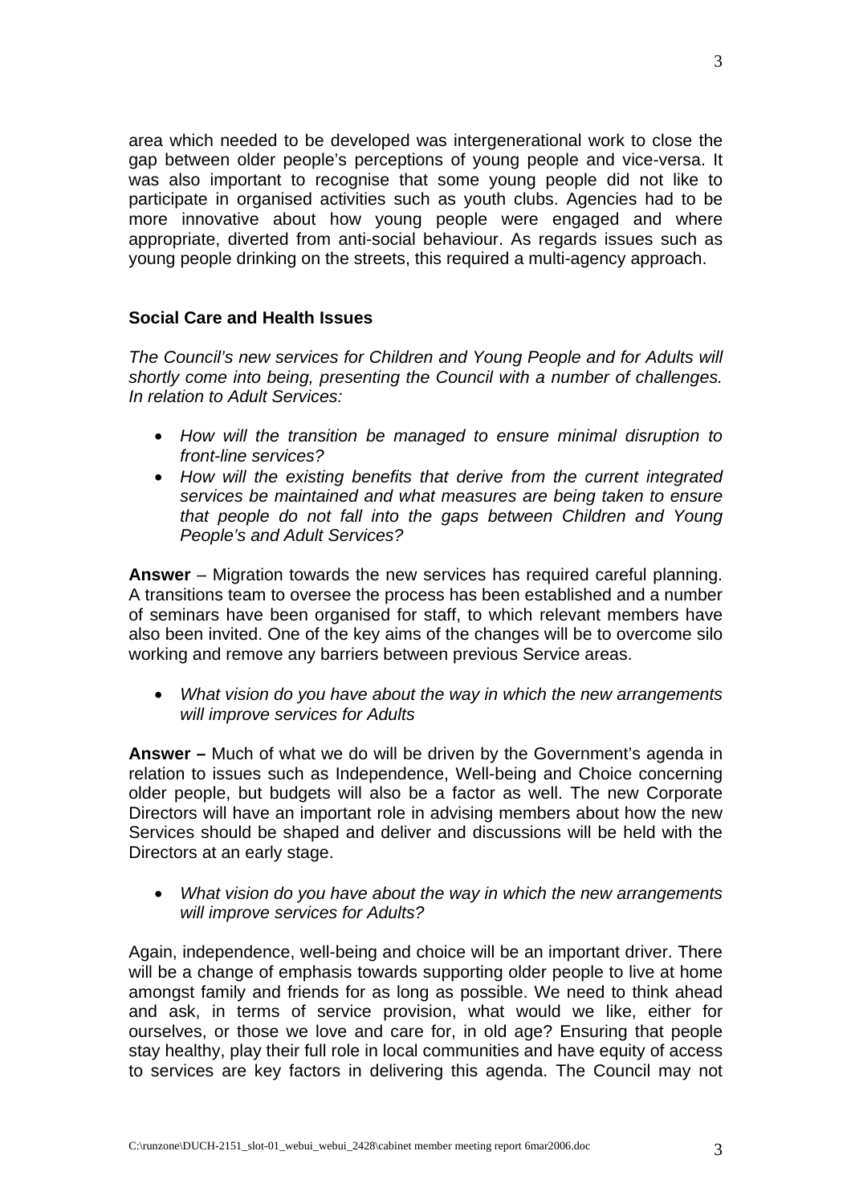area which needed to be developed was intergenerational work to close the gap between older people's perceptions of young people and vice-versa. It was also important to recognise that some young people did not like to participate in organised activities such as youth clubs. Agencies had to be more innovative about how young people were engaged and where appropriate, diverted from anti-social behaviour. As regards issues such as young people drinking on the streets, this required a multi-agency approach.

**Social Care and Health Issues**

*The Council's new services for Children and Young People and for Adults will shortly come into being, presenting the Council with a number of challenges. In relation to Adult Services:*

- *How will the transition be managed to ensure minimal disruption to front-line services?*
- *How will the existing benefits that derive from the current integrated services be maintained and what measures are being taken to ensure that people do not fall into the gaps between Children and Young People's and Adult Services?*

**Answer** – Migration towards the new services has required careful planning. A transitions team to oversee the process has been established and a number of seminars have been organised for staff, to which relevant members have also been invited. One of the key aims of the changes will be to overcome silo working and remove any barriers between previous Service areas.

- *What vision do you have about the way in which the new arrangements will improve services for Adults*

**Answer –** Much of what we do will be driven by the Government's agenda in relation to issues such as Independence, Well-being and Choice concerning older people, but budgets will also be a factor as well. The new Corporate Directors will have an important role in advising members about how the new Services should be shaped and deliver and discussions will be held with the Directors at an early stage.

- *What vision do you have about the way in which the new arrangements will improve services for Adults?*

Again, independence, well-being and choice will be an important driver. There will be a change of emphasis towards supporting older people to live at home amongst family and friends for as long as possible. We need to think ahead and ask, in terms of service provision, what would we like, either for ourselves, or those we love and care for, in old age? Ensuring that people stay healthy, play their full role in local communities and have equity of access to services are key factors in delivering this agenda. The Council may not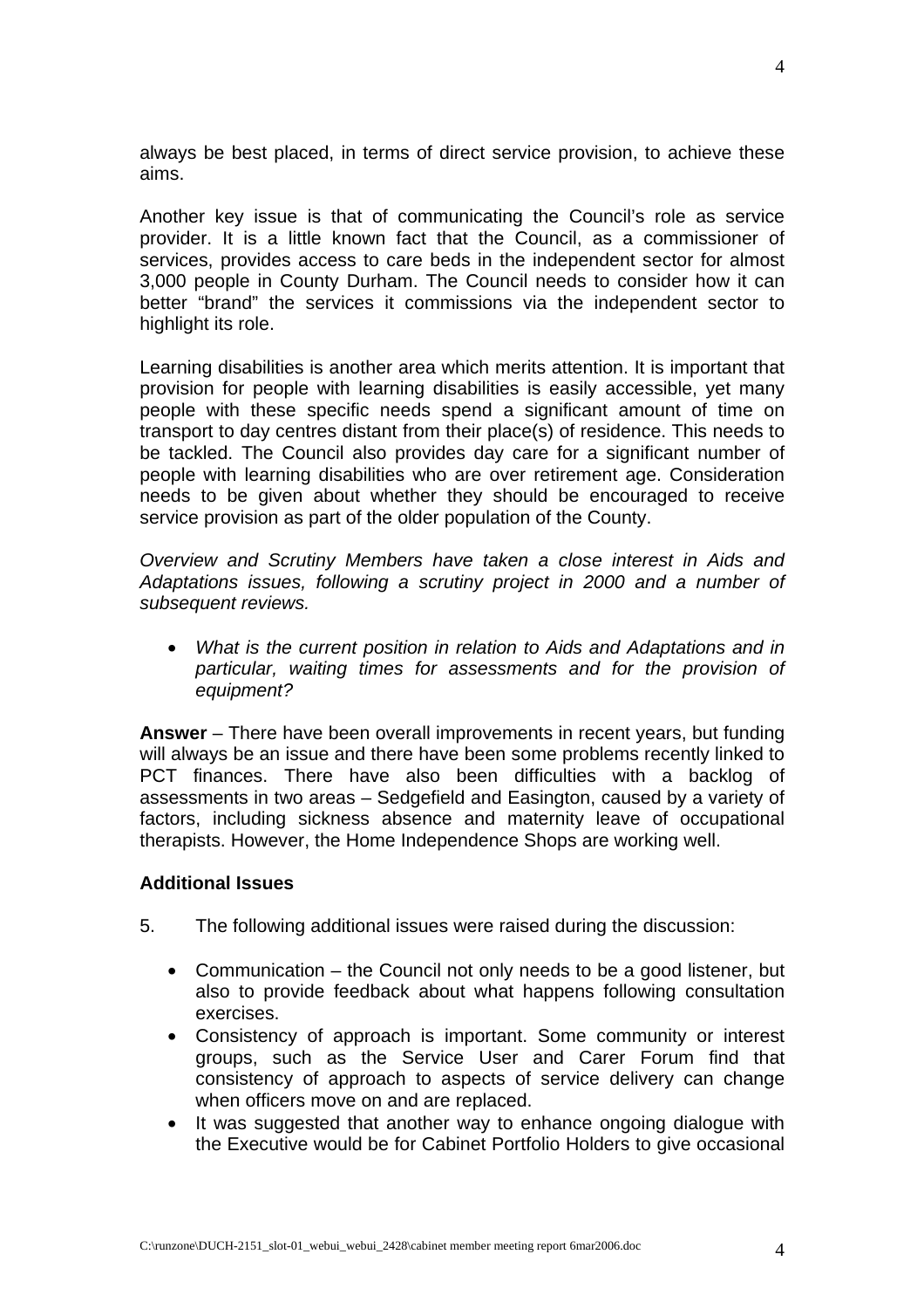always be best placed, in terms of direct service provision, to achieve these aims.

Another key issue is that of communicating the Council's role as service provider. It is a little known fact that the Council, as a commissioner of services, provides access to care beds in the independent sector for almost 3,000 people in County Durham. The Council needs to consider how it can better "brand" the services it commissions via the independent sector to highlight its role.

Learning disabilities is another area which merits attention. It is important that provision for people with learning disabilities is easily accessible, yet many people with these specific needs spend a significant amount of time on transport to day centres distant from their place(s) of residence. This needs to be tackled. The Council also provides day care for a significant number of people with learning disabilities who are over retirement age. Consideration needs to be given about whether they should be encouraged to receive service provision as part of the older population of the County.

*Overview and Scrutiny Members have taken a close interest in Aids and Adaptations issues, following a scrutiny project in 2000 and a number of subsequent reviews.*

- *What is the current position in relation to Aids and Adaptations and in particular, waiting times for assessments and for the provision of equipment?*

**Answer** – There have been overall improvements in recent years, but funding will always be an issue and there have been some problems recently linked to PCT finances. There have also been difficulties with a backlog of assessments in two areas – Sedgefield and Easington, caused by a variety of factors, including sickness absence and maternity leave of occupational therapists. However, the Home Independence Shops are working well.

**Additional Issues**

5. The following additional issues were raised during the discussion:

   - Communication – the Council not only needs to be a good listener, but also to provide feedback about what happens following consultation exercises.
   - Consistency of approach is important. Some community or interest groups, such as the Service User and Carer Forum find that consistency of approach to aspects of service delivery can change when officers move on and are replaced.
   - It was suggested that another way to enhance ongoing dialogue with the Executive would be for Cabinet Portfolio Holders to give occasional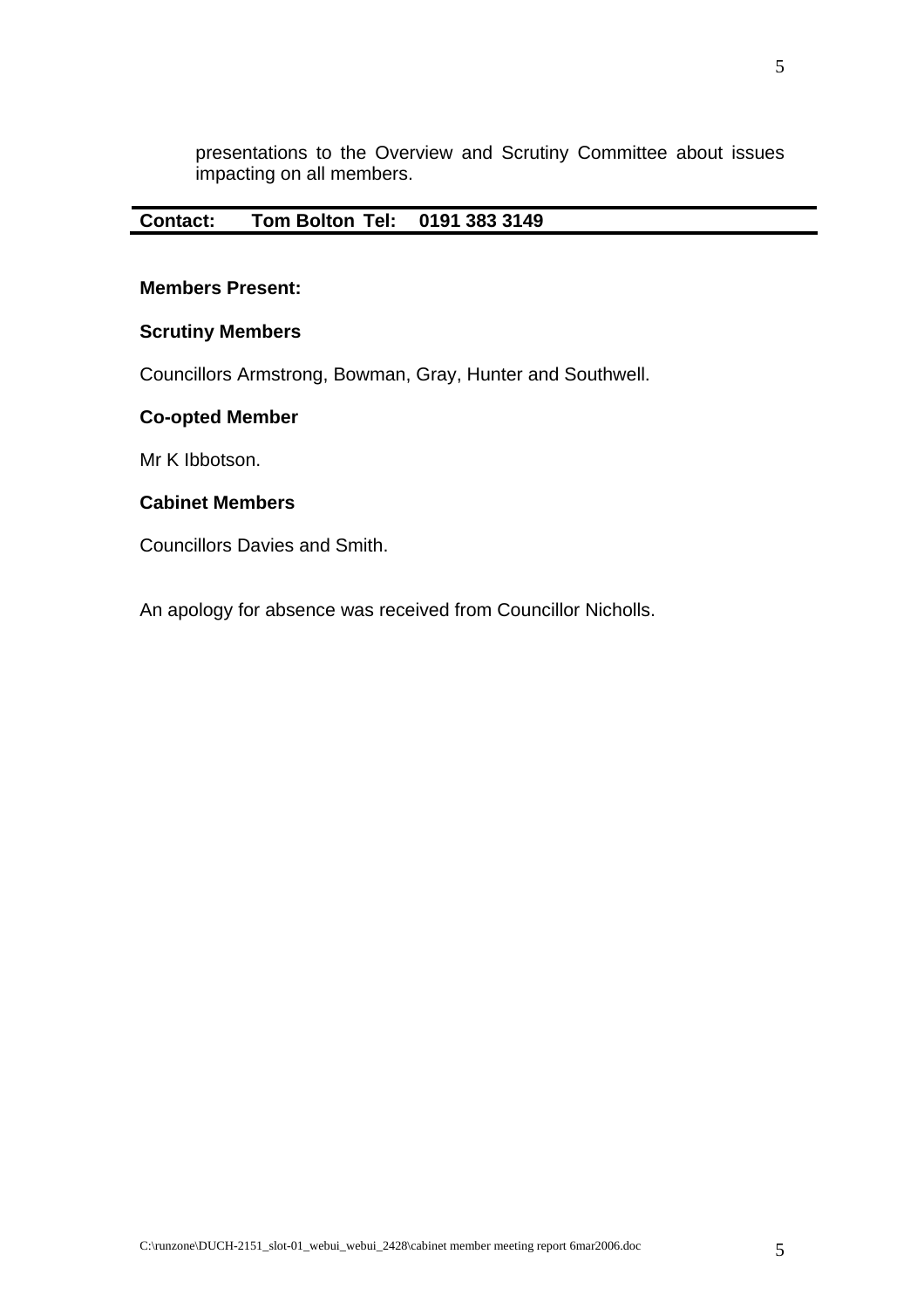presentations to the Overview and Scrutiny Committee about issues impacting on all members.

**Contact: Tom Bolton Tel: 0191 383 3149**

**Members Present:**

**Scrutiny Members**

Councillors Armstrong, Bowman, Gray, Hunter and Southwell.

**Co-opted Member**

Mr K Ibbotson.

**Cabinet Members**

Councillors Davies and Smith.

An apology for absence was received from Councillor Nicholls.